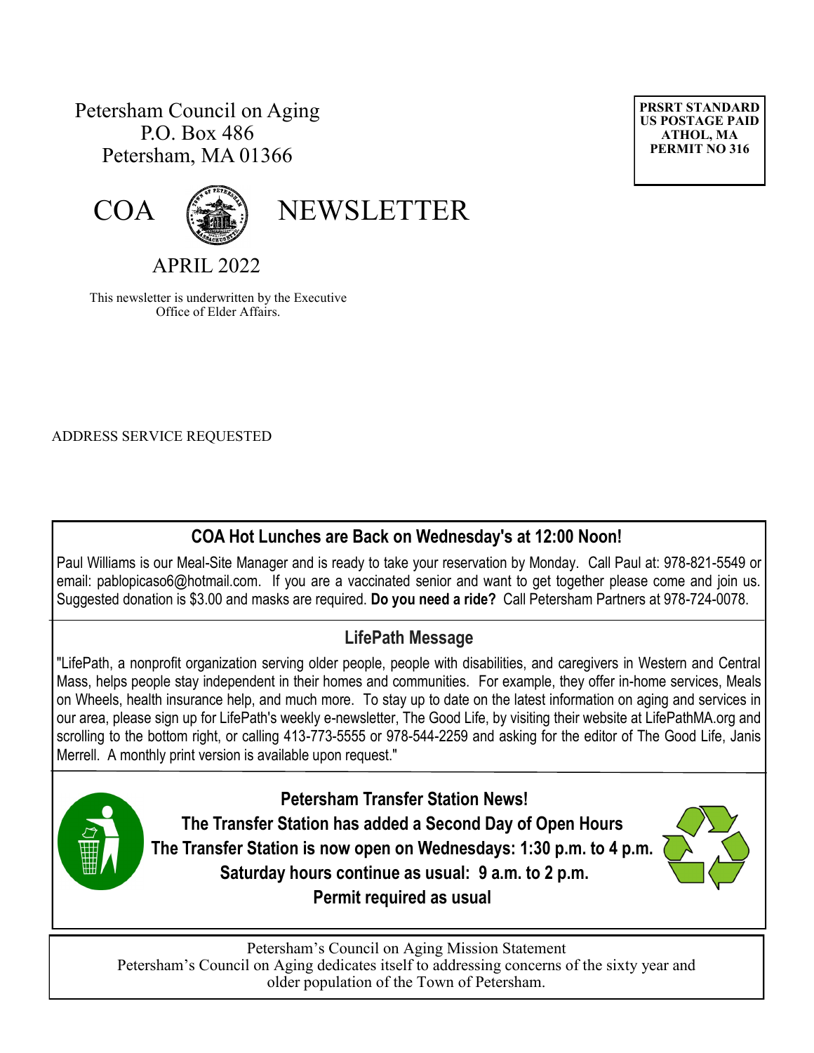Petersham Council on Aging
P.O. Box 486
Petersham, MA 01366

**PRSRT STANDARD**
**US POSTAGE PAID**
**ATHOL, MA**
**PERMIT NO 316**

# COA NEWSLETTER

## APRIL 2022

This newsletter is underwritten by the Executive Office of Elder Affairs.

ADDRESS SERVICE REQUESTED

## COA Hot Lunches are Back on Wednesday's at 12:00 Noon!

Paul Williams is our Meal-Site Manager and is ready to take your reservation by Monday. Call Paul at: 978-821-5549 or email: pablopicaso6@hotmail.com. If you are a vaccinated senior and want to get together please come and join us. Suggested donation is $3.00 and masks are required. **Do you need a ride?** Call Petersham Partners at 978-724-0078.

## LifePath Message

"LifePath, a nonprofit organization serving older people, people with disabilities, and caregivers in Western and Central Mass, helps people stay independent in their homes and communities. For example, they offer in-home services, Meals on Wheels, health insurance help, and much more. To stay up to date on the latest information on aging and services in our area, please sign up for LifePath's weekly e-newsletter, The Good Life, by visiting their website at LifePathMA.org and scrolling to the bottom right, or calling 413-773-5555 or 978-544-2259 and asking for the editor of The Good Life, Janis Merrell. A monthly print version is available upon request."

## Petersham Transfer Station News!

**The Transfer Station has added a Second Day of Open Hours**

**The Transfer Station is now open on Wednesdays: 1:30 p.m. to 4 p.m.**

**Saturday hours continue as usual: 9 a.m. to 2 p.m.**

**Permit required as usual**

Petersham's Council on Aging Mission Statement
Petersham's Council on Aging dedicates itself to addressing concerns of the sixty year and older population of the Town of Petersham.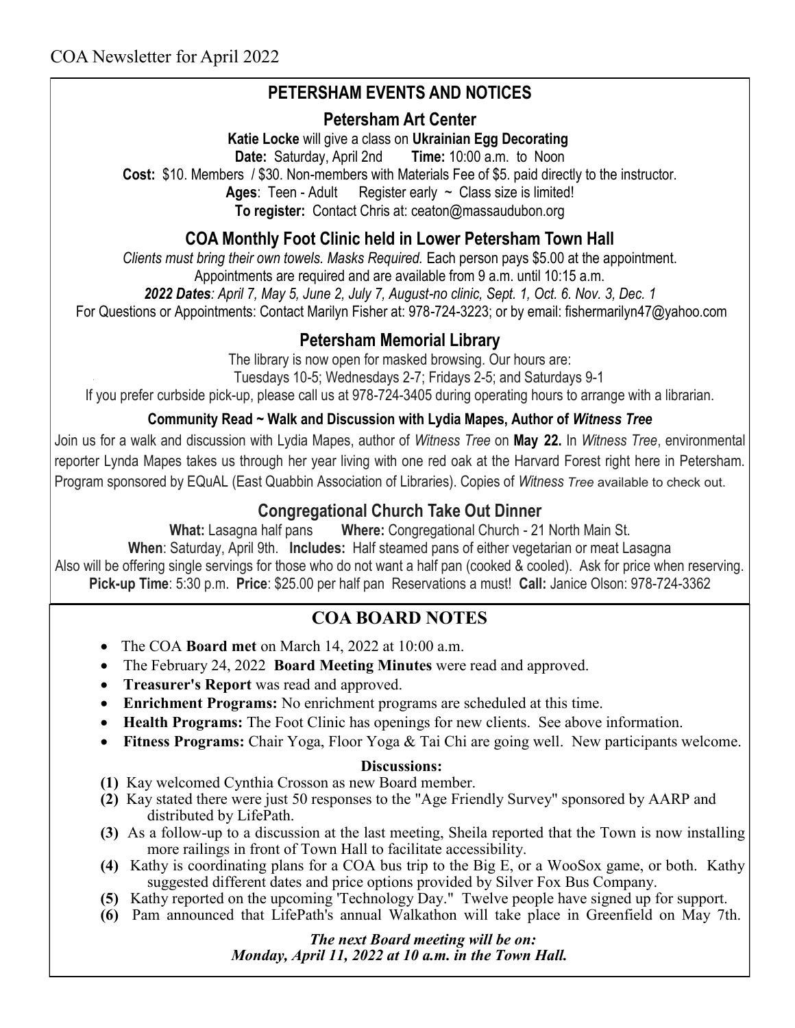COA Newsletter for April 2022

## PETERSHAM EVENTS AND NOTICES

### Petersham Art Center

**Katie Locke** will give a class on **Ukrainian Egg Decorating**

**Date:** Saturday, April 2nd **Time:** 10:00 a.m. to Noon

**Cost:** $10. Members / $30. Non-members with Materials Fee of $5. paid directly to the instructor.

**Ages**: Teen - Adult Register early ~ Class size is limited!

**To register:** Contact Chris at: ceaton@massaudubon.org

### COA Monthly Foot Clinic held in Lower Petersham Town Hall

*Clients must bring their own towels. Masks Required.* Each person pays $5.00 at the appointment.
Appointments are required and are available from 9 a.m. until 10:15 a.m.

***2022 Dates**: April 7, May 5, June 2, July 7, August-no clinic, Sept. 1, Oct. 6. Nov. 3, Dec. 1*

For Questions or Appointments: Contact Marilyn Fisher at: 978-724-3223; or by email: fishermarilyn47@yahoo.com

### Petersham Memorial Library

The library is now open for masked browsing. Our hours are:
Tuesdays 10-5; Wednesdays 2-7; Fridays 2-5; and Saturdays 9-1

If you prefer curbside pick-up, please call us at 978-724-3405 during operating hours to arrange with a librarian.

#### Community Read ~ Walk and Discussion with Lydia Mapes, Author of *Witness Tree*

Join us for a walk and discussion with Lydia Mapes, author of *Witness Tree* on **May 22.** In *Witness Tree*, environmental reporter Lynda Mapes takes us through her year living with one red oak at the Harvard Forest right here in Petersham. Program sponsored by EQuAL (East Quabbin Association of Libraries). Copies of *Witness Tree* available to check out.

### Congregational Church Take Out Dinner

**What:** Lasagna half pans **Where:** Congregational Church - 21 North Main St.

**When**: Saturday, April 9th. **Includes:** Half steamed pans of either vegetarian or meat Lasagna

Also will be offering single servings for those who do not want a half pan (cooked & cooled). Ask for price when reserving.

**Pick-up Time**: 5:30 p.m. **Price**: $25.00 per half pan Reservations a must! **Call:** Janice Olson: 978-724-3362

## COA BOARD NOTES

- The COA **Board met** on March 14, 2022 at 10:00 a.m.
- The February 24, 2022 **Board Meeting Minutes** were read and approved.
- **Treasurer's Report** was read and approved.
- **Enrichment Programs:** No enrichment programs are scheduled at this time.
- **Health Programs:** The Foot Clinic has openings for new clients. See above information.
- **Fitness Programs:** Chair Yoga, Floor Yoga & Tai Chi are going well. New participants welcome.

**Discussions:**

**(1)** Kay welcomed Cynthia Crosson as new Board member.

**(2)** Kay stated there were just 50 responses to the "Age Friendly Survey" sponsored by AARP and distributed by LifePath.

**(3)** As a follow-up to a discussion at the last meeting, Sheila reported that the Town is now installing more railings in front of Town Hall to facilitate accessibility.

**(4)** Kathy is coordinating plans for a COA bus trip to the Big E, or a WooSox game, or both. Kathy suggested different dates and price options provided by Silver Fox Bus Company.

**(5)** Kathy reported on the upcoming 'Technology Day." Twelve people have signed up for support.

**(6)** Pam announced that LifePath's annual Walkathon will take place in Greenfield on May 7th.

***The next Board meeting will be on:***
***Monday, April 11, 2022 at 10 a.m. in the Town Hall.***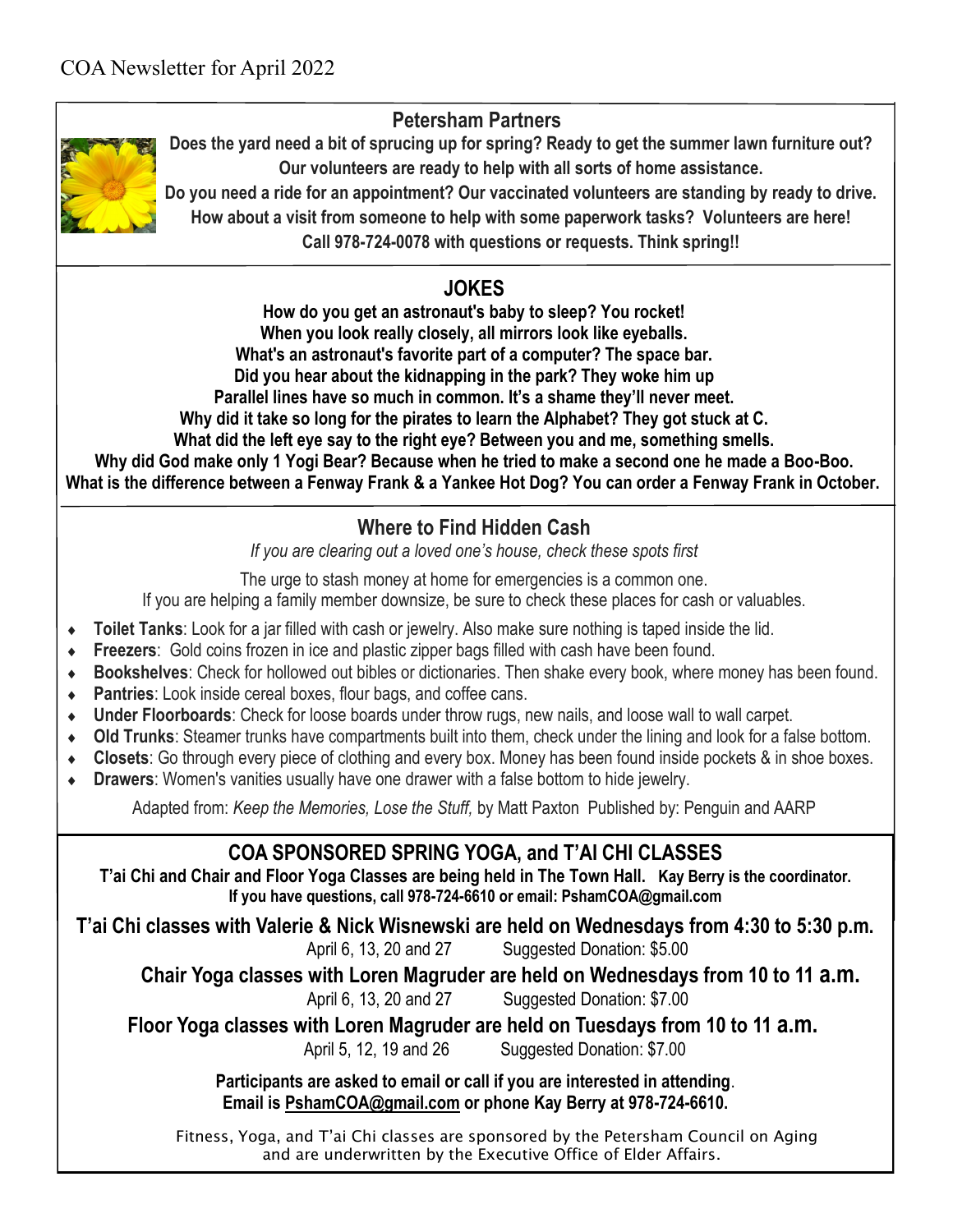COA Newsletter for April 2022

## Petersham Partners

**Does the yard need a bit of sprucing up for spring? Ready to get the summer lawn furniture out?**
**Our volunteers are ready to help with all sorts of home assistance.**
**Do you need a ride for an appointment? Our vaccinated volunteers are standing by ready to drive.**
**How about a visit from someone to help with some paperwork tasks? Volunteers are here!**
**Call 978-724-0078 with questions or requests. Think spring!!**

## JOKES

**How do you get an astronaut's baby to sleep? You rocket!**
**When you look really closely, all mirrors look like eyeballs.**
**What's an astronaut's favorite part of a computer? The space bar.**
**Did you hear about the kidnapping in the park? They woke him up**
**Parallel lines have so much in common. It's a shame they'll never meet.**
**Why did it take so long for the pirates to learn the Alphabet? They got stuck at C.**
**What did the left eye say to the right eye? Between you and me, something smells.**
**Why did God make only 1 Yogi Bear? Because when he tried to make a second one he made a Boo-Boo.**
**What is the difference between a Fenway Frank & a Yankee Hot Dog? You can order a Fenway Frank in October.**

## Where to Find Hidden Cash

*If you are clearing out a loved one's house, check these spots first*

The urge to stash money at home for emergencies is a common one.
If you are helping a family member downsize, be sure to check these places for cash or valuables.

- **Toilet Tanks**: Look for a jar filled with cash or jewelry. Also make sure nothing is taped inside the lid.
- **Freezers**: Gold coins frozen in ice and plastic zipper bags filled with cash have been found.
- **Bookshelves**: Check for hollowed out bibles or dictionaries. Then shake every book, where money has been found.
- **Pantries**: Look inside cereal boxes, flour bags, and coffee cans.
- **Under Floorboards**: Check for loose boards under throw rugs, new nails, and loose wall to wall carpet.
- **Old Trunks**: Steamer trunks have compartments built into them, check under the lining and look for a false bottom.
- **Closets**: Go through every piece of clothing and every box. Money has been found inside pockets & in shoe boxes.
- **Drawers**: Women's vanities usually have one drawer with a false bottom to hide jewelry.

Adapted from: *Keep the Memories, Lose the Stuff,* by Matt Paxton Published by: Penguin and AARP

## COA SPONSORED SPRING YOGA, and T'AI CHI CLASSES

**T'ai Chi and Chair and Floor Yoga Classes are being held in The Town Hall. Kay Berry is the coordinator.**
**If you have questions, call 978-724-6610 or email: PshamCOA@gmail.com**

**T'ai Chi classes with Valerie & Nick Wisnewski are held on Wednesdays from 4:30 to 5:30 p.m.**
April 6, 13, 20 and 27 Suggested Donation: $5.00

**Chair Yoga classes with Loren Magruder are held on Wednesdays from 10 to 11 a.m.**
April 6, 13, 20 and 27 Suggested Donation: $7.00

**Floor Yoga classes with Loren Magruder are held on Tuesdays from 10 to 11 a.m.**
April 5, 12, 19 and 26 Suggested Donation: $7.00

**Participants are asked to email or call if you are interested in attending.**
**Email is PshamCOA@gmail.com or phone Kay Berry at 978-724-6610.**

Fitness, Yoga, and T'ai Chi classes are sponsored by the Petersham Council on Aging and are underwritten by the Executive Office of Elder Affairs.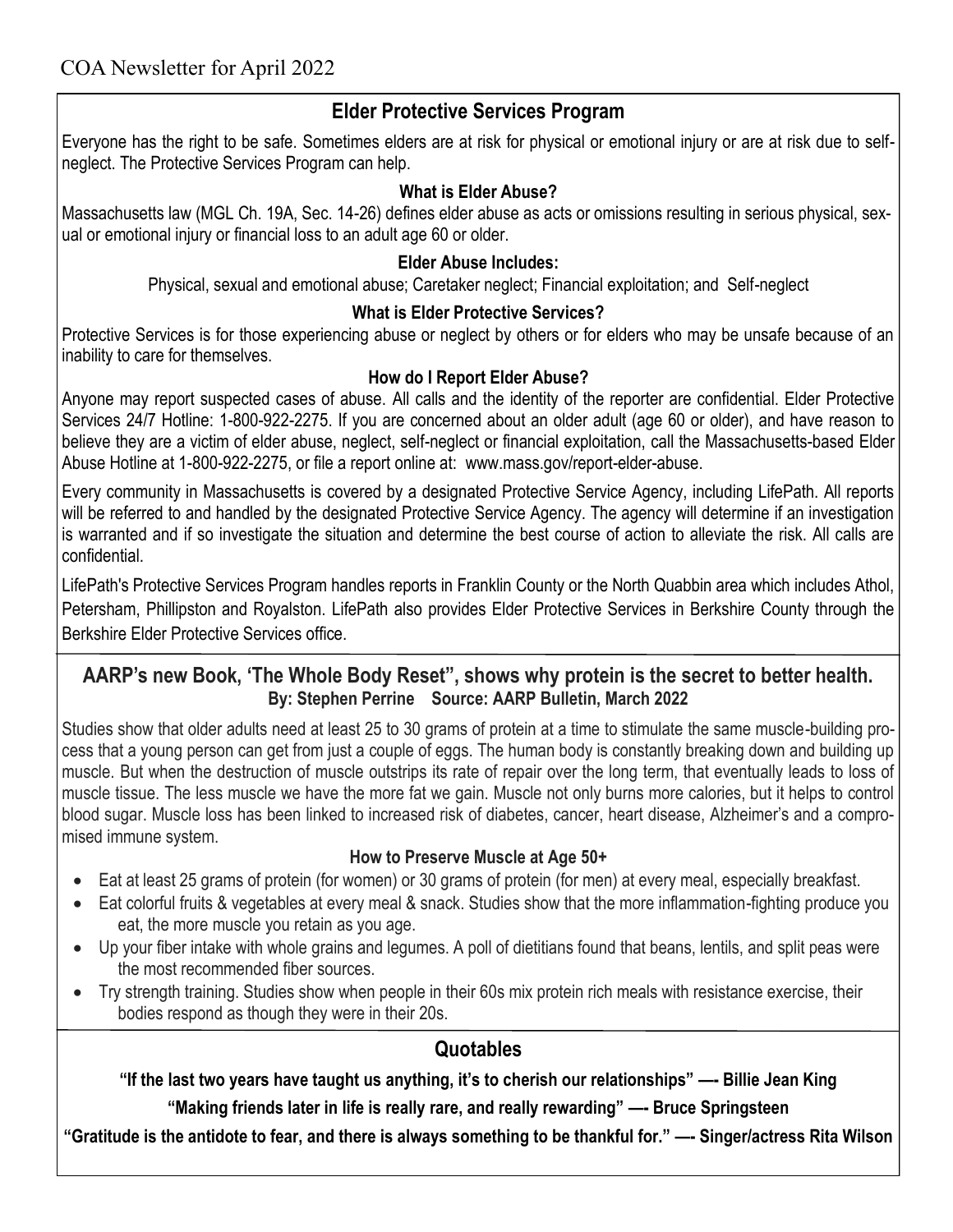## Elder Protective Services Program

Everyone has the right to be safe. Sometimes elders are at risk for physical or emotional injury or are at risk due to self-neglect. The Protective Services Program can help.

### What is Elder Abuse?

Massachusetts law (MGL Ch. 19A, Sec. 14-26) defines elder abuse as acts or omissions resulting in serious physical, sexual or emotional injury or financial loss to an adult age 60 or older.

### Elder Abuse Includes:

Physical, sexual and emotional abuse; Caretaker neglect; Financial exploitation; and Self-neglect

### What is Elder Protective Services?

Protective Services is for those experiencing abuse or neglect by others or for elders who may be unsafe because of an inability to care for themselves.

### How do I Report Elder Abuse?

Anyone may report suspected cases of abuse. All calls and the identity of the reporter are confidential. Elder Protective Services 24/7 Hotline: 1-800-922-2275. If you are concerned about an older adult (age 60 or older), and have reason to believe they are a victim of elder abuse, neglect, self-neglect or financial exploitation, call the Massachusetts-based Elder Abuse Hotline at 1-800-922-2275, or file a report online at: www.mass.gov/report-elder-abuse.

Every community in Massachusetts is covered by a designated Protective Service Agency, including LifePath. All reports will be referred to and handled by the designated Protective Service Agency. The agency will determine if an investigation is warranted and if so investigate the situation and determine the best course of action to alleviate the risk. All calls are confidential.

LifePath's Protective Services Program handles reports in Franklin County or the North Quabbin area which includes Athol, Petersham, Phillipston and Royalston. LifePath also provides Elder Protective Services in Berkshire County through the Berkshire Elder Protective Services office.

## AARP's new Book, 'The Whole Body Reset", shows why protein is the secret to better health.

**By: Stephen Perrine Source: AARP Bulletin, March 2022**

Studies show that older adults need at least 25 to 30 grams of protein at a time to stimulate the same muscle-building process that a young person can get from just a couple of eggs. The human body is constantly breaking down and building up muscle. But when the destruction of muscle outstrips its rate of repair over the long term, that eventually leads to loss of muscle tissue. The less muscle we have the more fat we gain. Muscle not only burns more calories, but it helps to control blood sugar. Muscle loss has been linked to increased risk of diabetes, cancer, heart disease, Alzheimer's and a compromised immune system.

### How to Preserve Muscle at Age 50+

- Eat at least 25 grams of protein (for women) or 30 grams of protein (for men) at every meal, especially breakfast.
- Eat colorful fruits & vegetables at every meal & snack. Studies show that the more inflammation-fighting produce you eat, the more muscle you retain as you age.
- Up your fiber intake with whole grains and legumes. A poll of dietitians found that beans, lentils, and split peas were the most recommended fiber sources.
- Try strength training. Studies show when people in their 60s mix protein rich meals with resistance exercise, their bodies respond as though they were in their 20s.

## Quotables

**"If the last two years have taught us anything, it's to cherish our relationships" —- Billie Jean King**

**"Making friends later in life is really rare, and really rewarding" —- Bruce Springsteen**

**"Gratitude is the antidote to fear, and there is always something to be thankful for." —- Singer/actress Rita Wilson**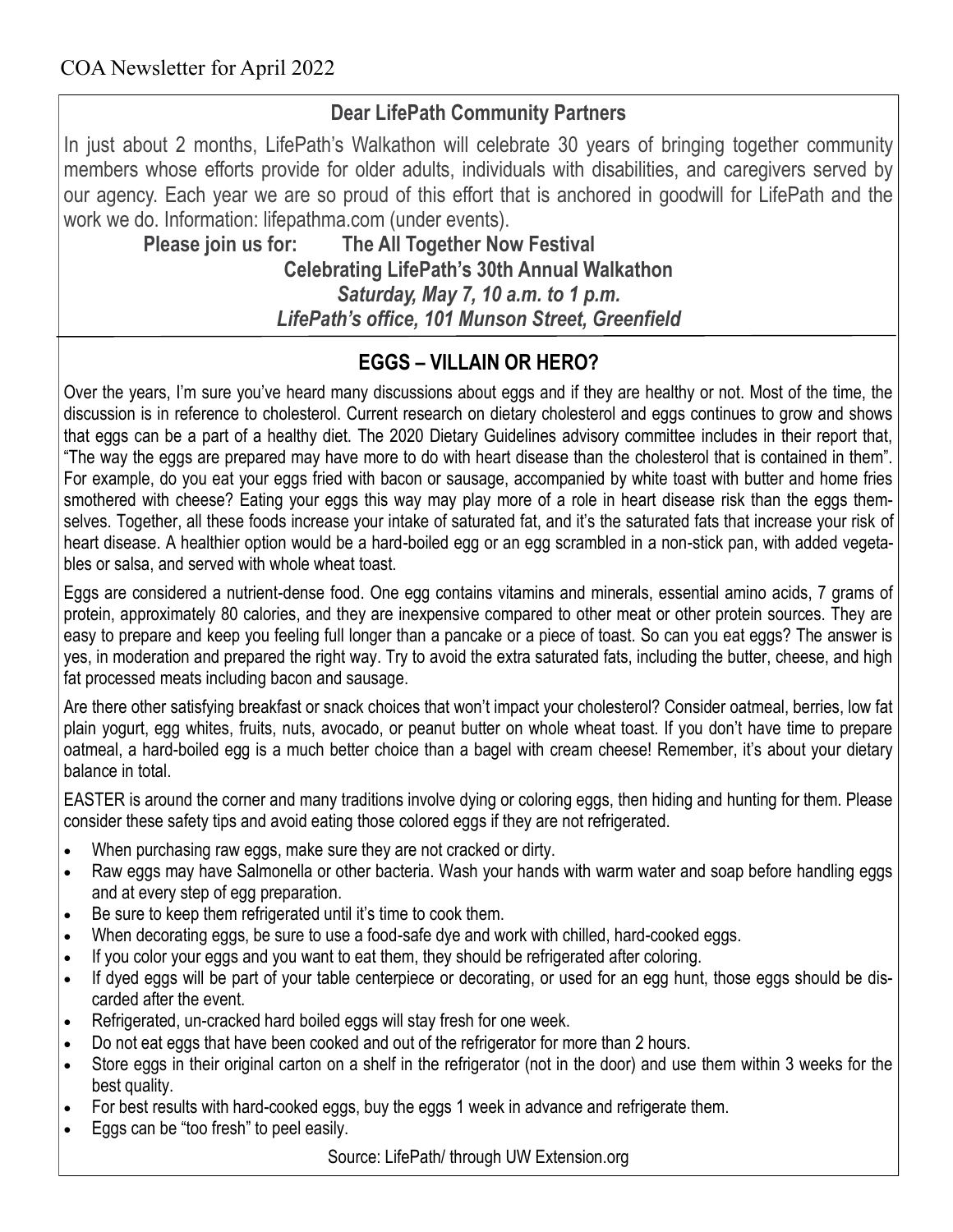COA Newsletter for April 2022

## Dear LifePath Community Partners

In just about 2 months, LifePath's Walkathon will celebrate 30 years of bringing together community members whose efforts provide for older adults, individuals with disabilities, and caregivers served by our agency. Each year we are so proud of this effort that is anchored in goodwill for LifePath and the work we do. Information: lifepathma.com (under events).

**Please join us for: The All Together Now Festival**

**Celebrating LifePath's 30th Annual Walkathon**

***Saturday, May 7, 10 a.m. to 1 p.m.***

***LifePath's office, 101 Munson Street, Greenfield***

## EGGS – VILLAIN OR HERO?

Over the years, I'm sure you've heard many discussions about eggs and if they are healthy or not. Most of the time, the discussion is in reference to cholesterol. Current research on dietary cholesterol and eggs continues to grow and shows that eggs can be a part of a healthy diet. The 2020 Dietary Guidelines advisory committee includes in their report that, "The way the eggs are prepared may have more to do with heart disease than the cholesterol that is contained in them". For example, do you eat your eggs fried with bacon or sausage, accompanied by white toast with butter and home fries smothered with cheese? Eating your eggs this way may play more of a role in heart disease risk than the eggs themselves. Together, all these foods increase your intake of saturated fat, and it's the saturated fats that increase your risk of heart disease. A healthier option would be a hard-boiled egg or an egg scrambled in a non-stick pan, with added vegetables or salsa, and served with whole wheat toast.

Eggs are considered a nutrient-dense food. One egg contains vitamins and minerals, essential amino acids, 7 grams of protein, approximately 80 calories, and they are inexpensive compared to other meat or other protein sources. They are easy to prepare and keep you feeling full longer than a pancake or a piece of toast. So can you eat eggs? The answer is yes, in moderation and prepared the right way. Try to avoid the extra saturated fats, including the butter, cheese, and high fat processed meats including bacon and sausage.

Are there other satisfying breakfast or snack choices that won't impact your cholesterol? Consider oatmeal, berries, low fat plain yogurt, egg whites, fruits, nuts, avocado, or peanut butter on whole wheat toast. If you don't have time to prepare oatmeal, a hard-boiled egg is a much better choice than a bagel with cream cheese! Remember, it's about your dietary balance in total.

EASTER is around the corner and many traditions involve dying or coloring eggs, then hiding and hunting for them. Please consider these safety tips and avoid eating those colored eggs if they are not refrigerated.

- When purchasing raw eggs, make sure they are not cracked or dirty.
- Raw eggs may have Salmonella or other bacteria. Wash your hands with warm water and soap before handling eggs and at every step of egg preparation.
- Be sure to keep them refrigerated until it's time to cook them.
- When decorating eggs, be sure to use a food-safe dye and work with chilled, hard-cooked eggs.
- If you color your eggs and you want to eat them, they should be refrigerated after coloring.
- If dyed eggs will be part of your table centerpiece or decorating, or used for an egg hunt, those eggs should be discarded after the event.
- Refrigerated, un-cracked hard boiled eggs will stay fresh for one week.
- Do not eat eggs that have been cooked and out of the refrigerator for more than 2 hours.
- Store eggs in their original carton on a shelf in the refrigerator (not in the door) and use them within 3 weeks for the best quality.
- For best results with hard-cooked eggs, buy the eggs 1 week in advance and refrigerate them.
- Eggs can be "too fresh" to peel easily.

Source: LifePath/ through UW Extension.org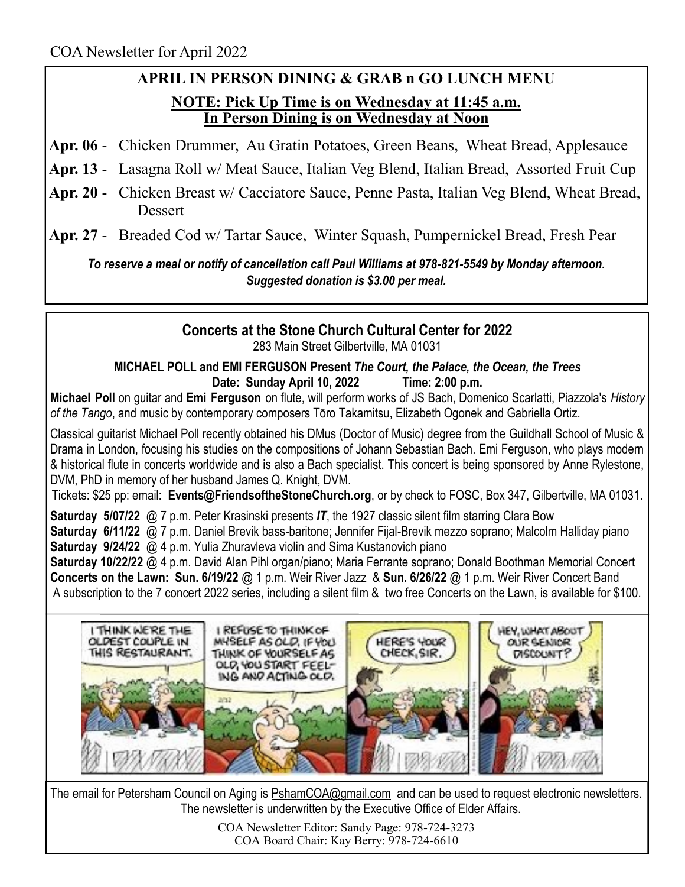COA Newsletter for April 2022

## APRIL IN PERSON DINING & GRAB n GO LUNCH MENU

**NOTE: Pick Up Time is on Wednesday at 11:45 a.m.**
**In Person Dining is on Wednesday at Noon**

**Apr. 06** - Chicken Drummer, Au Gratin Potatoes, Green Beans, Wheat Bread, Applesauce

**Apr. 13** - Lasagna Roll w/ Meat Sauce, Italian Veg Blend, Italian Bread, Assorted Fruit Cup

**Apr. 20** - Chicken Breast w/ Cacciatore Sauce, Penne Pasta, Italian Veg Blend, Wheat Bread, Dessert

**Apr. 27** - Breaded Cod w/ Tartar Sauce, Winter Squash, Pumpernickel Bread, Fresh Pear

***To reserve a meal or notify of cancellation call Paul Williams at 978-821-5549 by Monday afternoon. Suggested donation is $3.00 per meal.***

## Concerts at the Stone Church Cultural Center for 2022

283 Main Street Gilbertville, MA 01031

**MICHAEL POLL and EMI FERGUSON Present *The Court, the Palace, the Ocean, the Trees***
**Date: Sunday April 10, 2022 Time: 2:00 p.m.**

**Michael Poll** on guitar and **Emi Ferguson** on flute, will perform works of JS Bach, Domenico Scarlatti, Piazzola's *History of the Tango*, and music by contemporary composers Tōro Takamitsu, Elizabeth Ogonek and Gabriella Ortiz.

Classical guitarist Michael Poll recently obtained his DMus (Doctor of Music) degree from the Guildhall School of Music & Drama in London, focusing his studies on the compositions of Johann Sebastian Bach. Emi Ferguson, who plays modern & historical flute in concerts worldwide and is also a Bach specialist. This concert is being sponsored by Anne Rylestone, DVM, PhD in memory of her husband James Q. Knight, DVM.

Tickets: $25 pp: email: **Events@FriendsoftheStoneChurch.org**, or by check to FOSC, Box 347, Gilbertville, MA 01031.

**Saturday 5/07/22** @ 7 p.m. Peter Krasinski presents ***IT***, the 1927 classic silent film starring Clara Bow
**Saturday 6/11/22** @ 7 p.m. Daniel Brevik bass-baritone; Jennifer Fijal-Brevik mezzo soprano; Malcolm Halliday piano
**Saturday 9/24/22** @ 4 p.m. Yulia Zhuravleva violin and Sima Kustanovich piano
**Saturday 10/22/22** @ 4 p.m. David Alan Pihl organ/piano; Maria Ferrante soprano; Donald Boothman Memorial Concert
**Concerts on the Lawn: Sun. 6/19/22** @ 1 p.m. Weir River Jazz & **Sun. 6/26/22** @ 1 p.m. Weir River Concert Band
A subscription to the 7 concert 2022 series, including a silent film & two free Concerts on the Lawn, is available for $100.

The email for Petersham Council on Aging is PshamCOA@gmail.com and can be used to request electronic newsletters. The newsletter is underwritten by the Executive Office of Elder Affairs.

COA Newsletter Editor: Sandy Page: 978-724-3273
COA Board Chair: Kay Berry: 978-724-6610